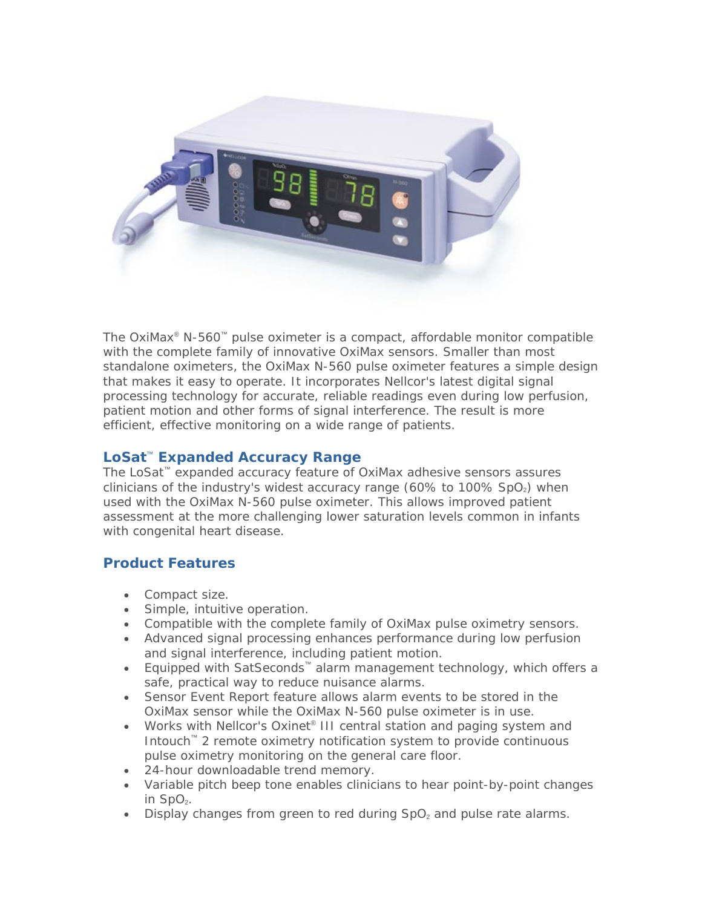The OxiMax® N-560™ pulse oximeter is a compact, affordable monitor compatible with the complete family of innovative OxiMax sensors. Smaller than most standalone oximeters, the OxiMax N-560 pulse oximeter features a simple design that makes it easy to operate. It incorporates Nellcor's latest digital signal processing technology for accurate, reliable readings even during low perfusion, patient motion and other forms of signal interference. The result is more efficient, effective monitoring on a wide range of patients.

## LoSat™ Expanded Accuracy Range

The LoSat™ expanded accuracy feature of OxiMax adhesive sensors assures clinicians of the industry's widest accuracy range (60% to 100% $SpO_2$) when used with the OxiMax N-560 pulse oximeter. This allows improved patient assessment at the more challenging lower saturation levels common in infants with congenital heart disease.

## Product Features

- Compact size.
- Simple, intuitive operation.
- Compatible with the complete family of OxiMax pulse oximetry sensors.
- Advanced signal processing enhances performance during low perfusion and signal interference, including patient motion.
- Equipped with SatSeconds™ alarm management technology, which offers a safe, practical way to reduce nuisance alarms.
- Sensor Event Report feature allows alarm events to be stored in the OxiMax sensor while the OxiMax N-560 pulse oximeter is in use.
- Works with Nellcor's Oxinet® III central station and paging system and Intouch™ 2 remote oximetry notification system to provide continuous pulse oximetry monitoring on the general care floor.
- 24-hour downloadable trend memory.
- Variable pitch beep tone enables clinicians to hear point-by-point changes in $SpO_2$.
- Display changes from green to red during $SpO_2$ and pulse rate alarms.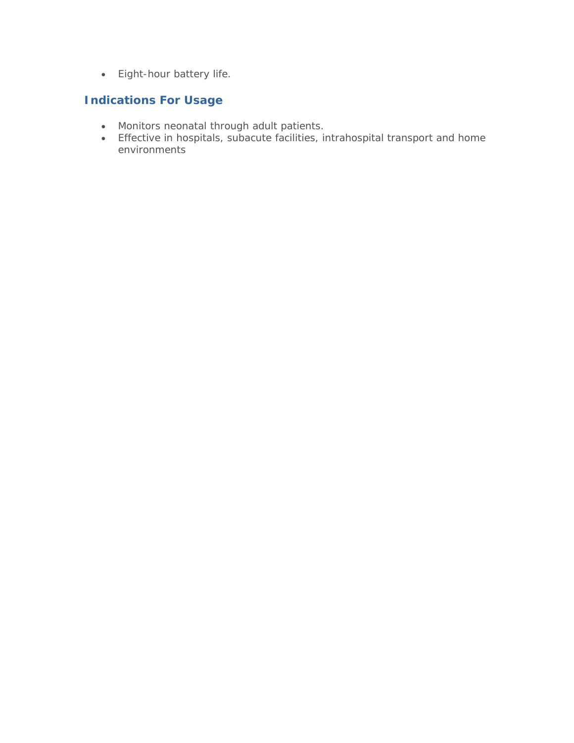- Eight-hour battery life.

## Indications For Usage

- Monitors neonatal through adult patients.
- Effective in hospitals, subacute facilities, intrahospital transport and home environments